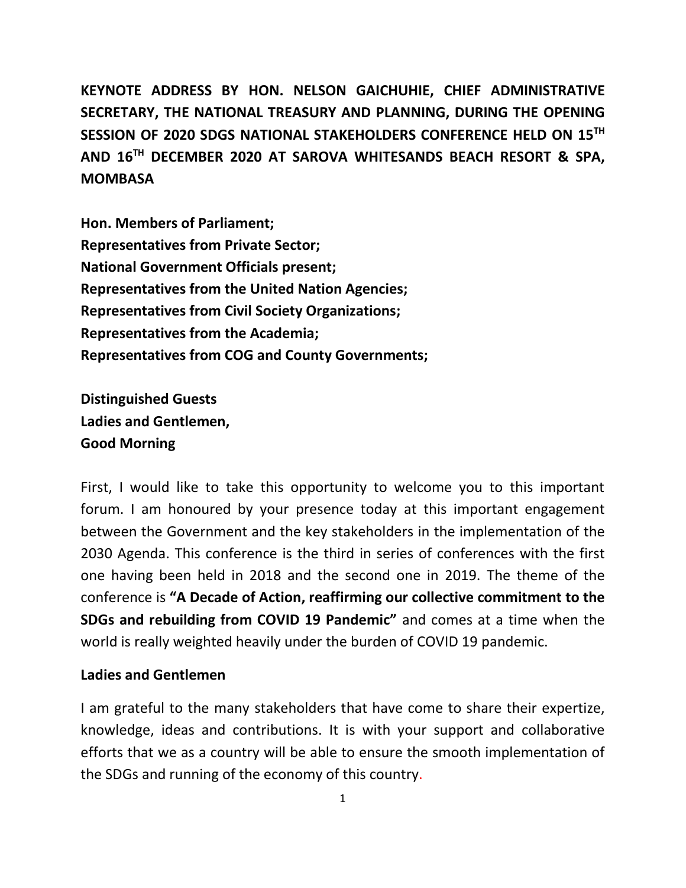**KEYNOTE ADDRESS BY HON. NELSON GAICHUHIE, CHIEF ADMINISTRATIVE SECRETARY, THE NATIONAL TREASURY AND PLANNING, DURING THE OPENING SESSION OF 2020 SDGS NATIONAL STAKEHOLDERS CONFERENCE HELD ON 15TH AND 16TH DECEMBER 2020 AT SAROVA WHITESANDS BEACH RESORT & SPA, MOMBASA**

**Hon. Members of Parliament;**
**Representatives from Private Sector;**
**National Government Officials present;**
**Representatives from the United Nation Agencies;**
**Representatives from Civil Society Organizations;**
**Representatives from the Academia;**
**Representatives from COG and County Governments;**

**Distinguished Guests**
**Ladies and Gentlemen,**
**Good Morning**

First, I would like to take this opportunity to welcome you to this important forum. I am honoured by your presence today at this important engagement between the Government and the key stakeholders in the implementation of the 2030 Agenda. This conference is the third in series of conferences with the first one having been held in 2018 and the second one in 2019. The theme of the conference is **"A Decade of Action, reaffirming our collective commitment to the SDGs and rebuilding from COVID 19 Pandemic"** and comes at a time when the world is really weighted heavily under the burden of COVID 19 pandemic.

**Ladies and Gentlemen**

I am grateful to the many stakeholders that have come to share their expertize, knowledge, ideas and contributions. It is with your support and collaborative efforts that we as a country will be able to ensure the smooth implementation of the SDGs and running of the economy of this country.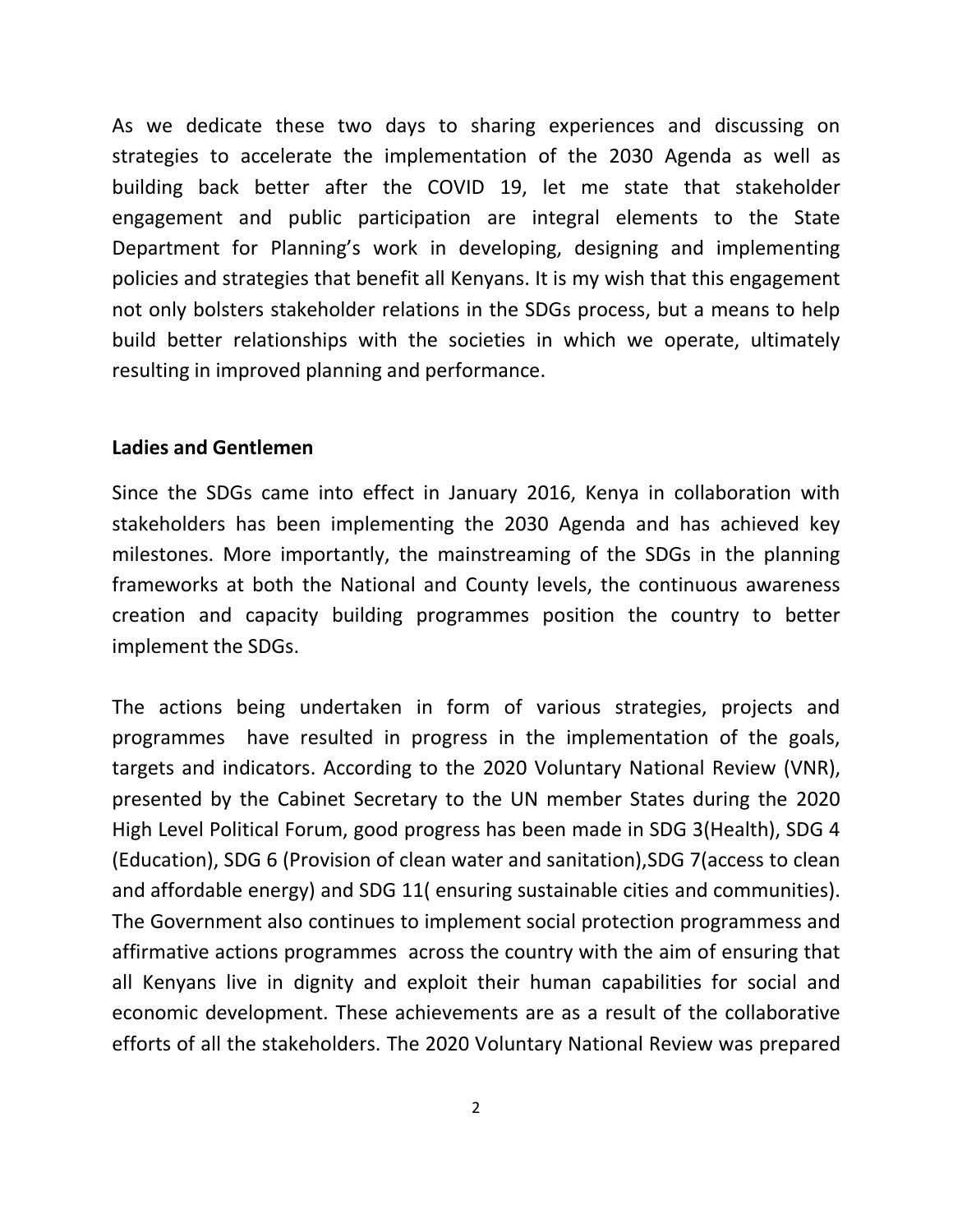As we dedicate these two days to sharing experiences and discussing on strategies to accelerate the implementation of the 2030 Agenda as well as building back better after the COVID 19, let me state that stakeholder engagement and public participation are integral elements to the State Department for Planning's work in developing, designing and implementing policies and strategies that benefit all Kenyans. It is my wish that this engagement not only bolsters stakeholder relations in the SDGs process, but a means to help build better relationships with the societies in which we operate, ultimately resulting in improved planning and performance.

**Ladies and Gentlemen**

Since the SDGs came into effect in January 2016, Kenya in collaboration with stakeholders has been implementing the 2030 Agenda and has achieved key milestones. More importantly, the mainstreaming of the SDGs in the planning frameworks at both the National and County levels, the continuous awareness creation and capacity building programmes position the country to better implement the SDGs.

The actions being undertaken in form of various strategies, projects and programmes have resulted in progress in the implementation of the goals, targets and indicators. According to the 2020 Voluntary National Review (VNR), presented by the Cabinet Secretary to the UN member States during the 2020 High Level Political Forum, good progress has been made in SDG 3(Health), SDG 4 (Education), SDG 6 (Provision of clean water and sanitation),SDG 7(access to clean and affordable energy) and SDG 11( ensuring sustainable cities and communities). The Government also continues to implement social protection programmess and affirmative actions programmes across the country with the aim of ensuring that all Kenyans live in dignity and exploit their human capabilities for social and economic development. These achievements are as a result of the collaborative efforts of all the stakeholders. The 2020 Voluntary National Review was prepared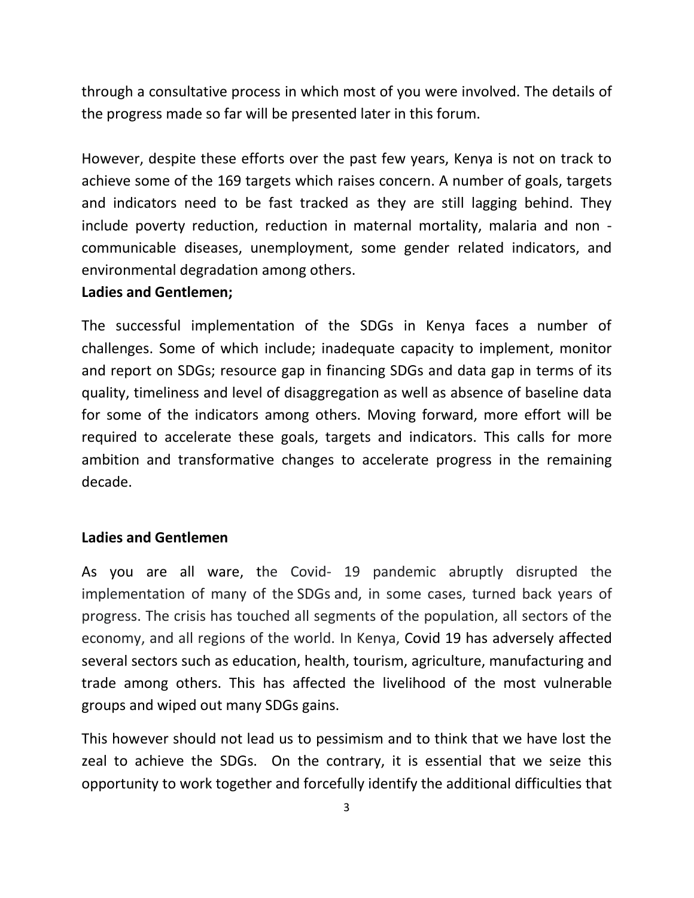through a consultative process in which most of you were involved. The details of the progress made so far will be presented later in this forum.

However, despite these efforts over the past few years, Kenya is not on track to achieve some of the 169 targets which raises concern. A number of goals, targets and indicators need to be fast tracked as they are still lagging behind. They include poverty reduction, reduction in maternal mortality, malaria and non - communicable diseases, unemployment, some gender related indicators, and environmental degradation among others.

**Ladies and Gentlemen;**

The successful implementation of the SDGs in Kenya faces a number of challenges. Some of which include; inadequate capacity to implement, monitor and report on SDGs; resource gap in financing SDGs and data gap in terms of its quality, timeliness and level of disaggregation as well as absence of baseline data for some of the indicators among others. Moving forward, more effort will be required to accelerate these goals, targets and indicators. This calls for more ambition and transformative changes to accelerate progress in the remaining decade.

**Ladies and Gentlemen**

As you are all ware, the Covid- 19 pandemic abruptly disrupted the implementation of many of the SDGs and, in some cases, turned back years of progress. The crisis has touched all segments of the population, all sectors of the economy, and all regions of the world. In Kenya, Covid 19 has adversely affected several sectors such as education, health, tourism, agriculture, manufacturing and trade among others. This has affected the livelihood of the most vulnerable groups and wiped out many SDGs gains.

This however should not lead us to pessimism and to think that we have lost the zeal to achieve the SDGs. On the contrary, it is essential that we seize this opportunity to work together and forcefully identify the additional difficulties that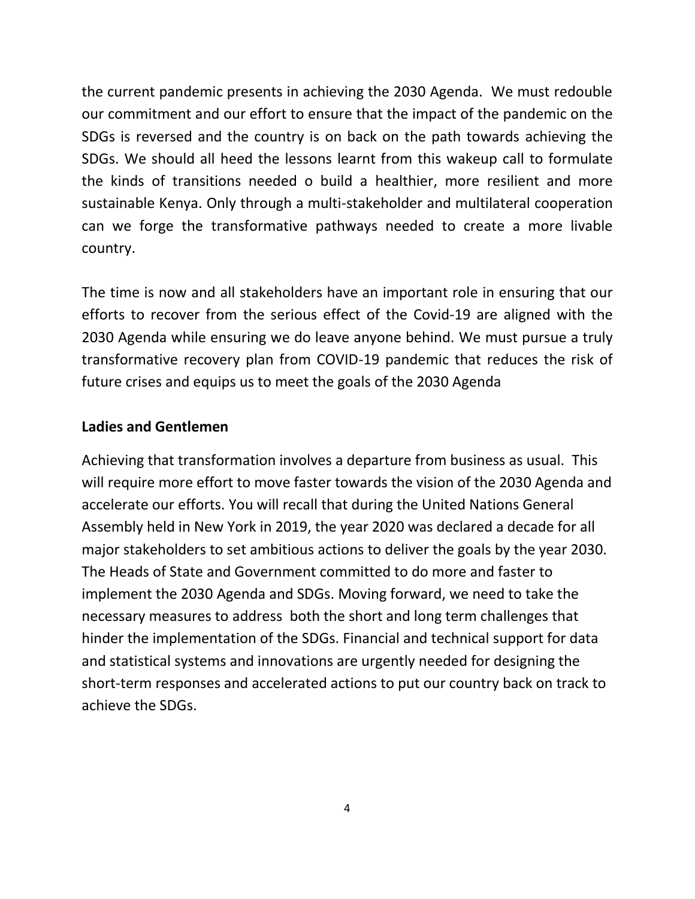the current pandemic presents in achieving the 2030 Agenda. We must redouble our commitment and our effort to ensure that the impact of the pandemic on the SDGs is reversed and the country is on back on the path towards achieving the SDGs. We should all heed the lessons learnt from this wakeup call to formulate the kinds of transitions needed o build a healthier, more resilient and more sustainable Kenya. Only through a multi-stakeholder and multilateral cooperation can we forge the transformative pathways needed to create a more livable country.

The time is now and all stakeholders have an important role in ensuring that our efforts to recover from the serious effect of the Covid-19 are aligned with the 2030 Agenda while ensuring we do leave anyone behind. We must pursue a truly transformative recovery plan from COVID-19 pandemic that reduces the risk of future crises and equips us to meet the goals of the 2030 Agenda

**Ladies and Gentlemen**

Achieving that transformation involves a departure from business as usual. This will require more effort to move faster towards the vision of the 2030 Agenda and accelerate our efforts. You will recall that during the United Nations General Assembly held in New York in 2019, the year 2020 was declared a decade for all major stakeholders to set ambitious actions to deliver the goals by the year 2030. The Heads of State and Government committed to do more and faster to implement the 2030 Agenda and SDGs. Moving forward, we need to take the necessary measures to address both the short and long term challenges that hinder the implementation of the SDGs. Financial and technical support for data and statistical systems and innovations are urgently needed for designing the short-term responses and accelerated actions to put our country back on track to achieve the SDGs.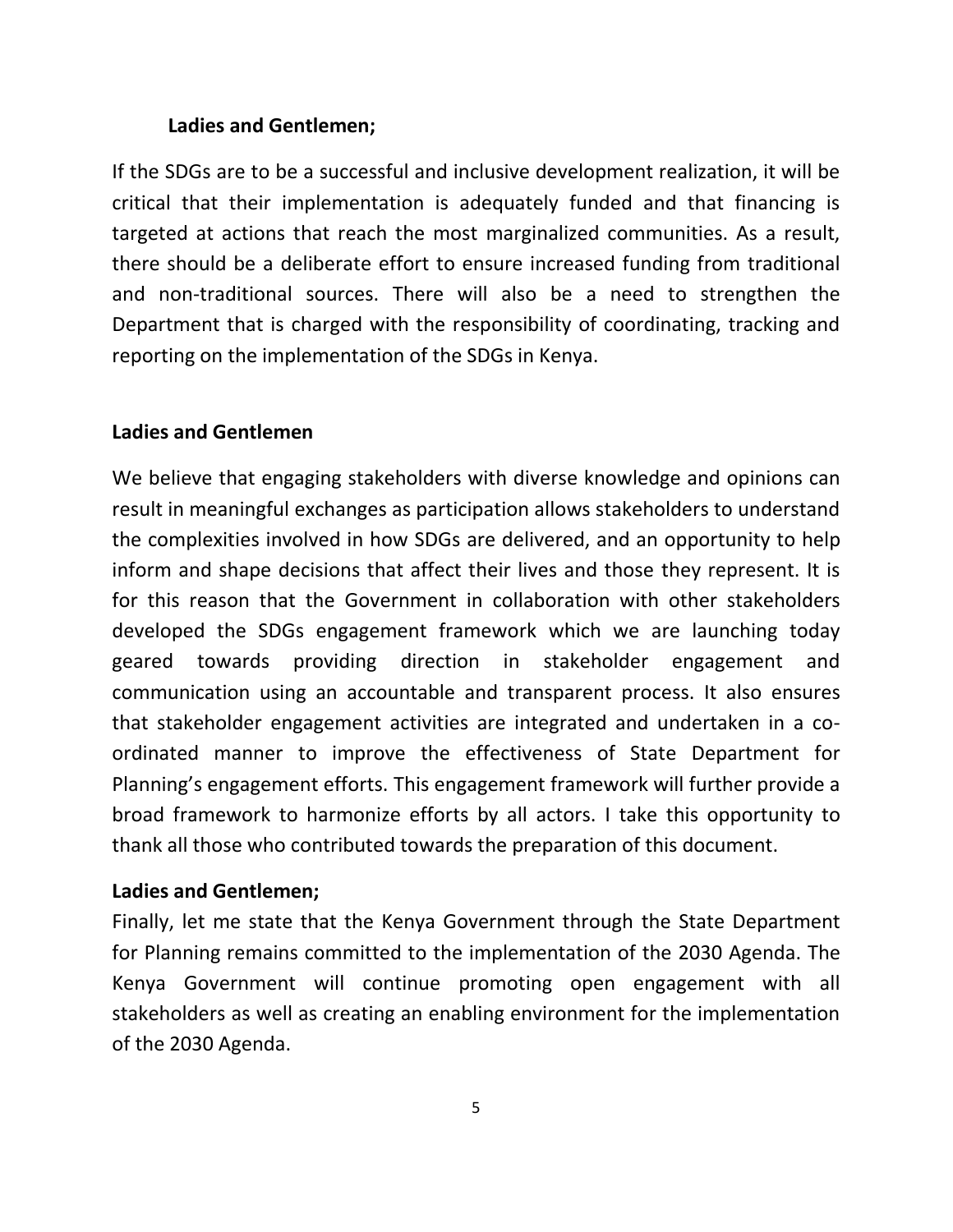**Ladies and Gentlemen;**

If the SDGs are to be a successful and inclusive development realization, it will be critical that their implementation is adequately funded and that financing is targeted at actions that reach the most marginalized communities. As a result, there should be a deliberate effort to ensure increased funding from traditional and non-traditional sources. There will also be a need to strengthen the Department that is charged with the responsibility of coordinating, tracking and reporting on the implementation of the SDGs in Kenya.

**Ladies and Gentlemen**

We believe that engaging stakeholders with diverse knowledge and opinions can result in meaningful exchanges as participation allows stakeholders to understand the complexities involved in how SDGs are delivered, and an opportunity to help inform and shape decisions that affect their lives and those they represent. It is for this reason that the Government in collaboration with other stakeholders developed the SDGs engagement framework which we are launching today geared towards providing direction in stakeholder engagement and communication using an accountable and transparent process. It also ensures that stakeholder engagement activities are integrated and undertaken in a co-ordinated manner to improve the effectiveness of State Department for Planning's engagement efforts. This engagement framework will further provide a broad framework to harmonize efforts by all actors. I take this opportunity to thank all those who contributed towards the preparation of this document.

**Ladies and Gentlemen;**

Finally, let me state that the Kenya Government through the State Department for Planning remains committed to the implementation of the 2030 Agenda. The Kenya Government will continue promoting open engagement with all stakeholders as well as creating an enabling environment for the implementation of the 2030 Agenda.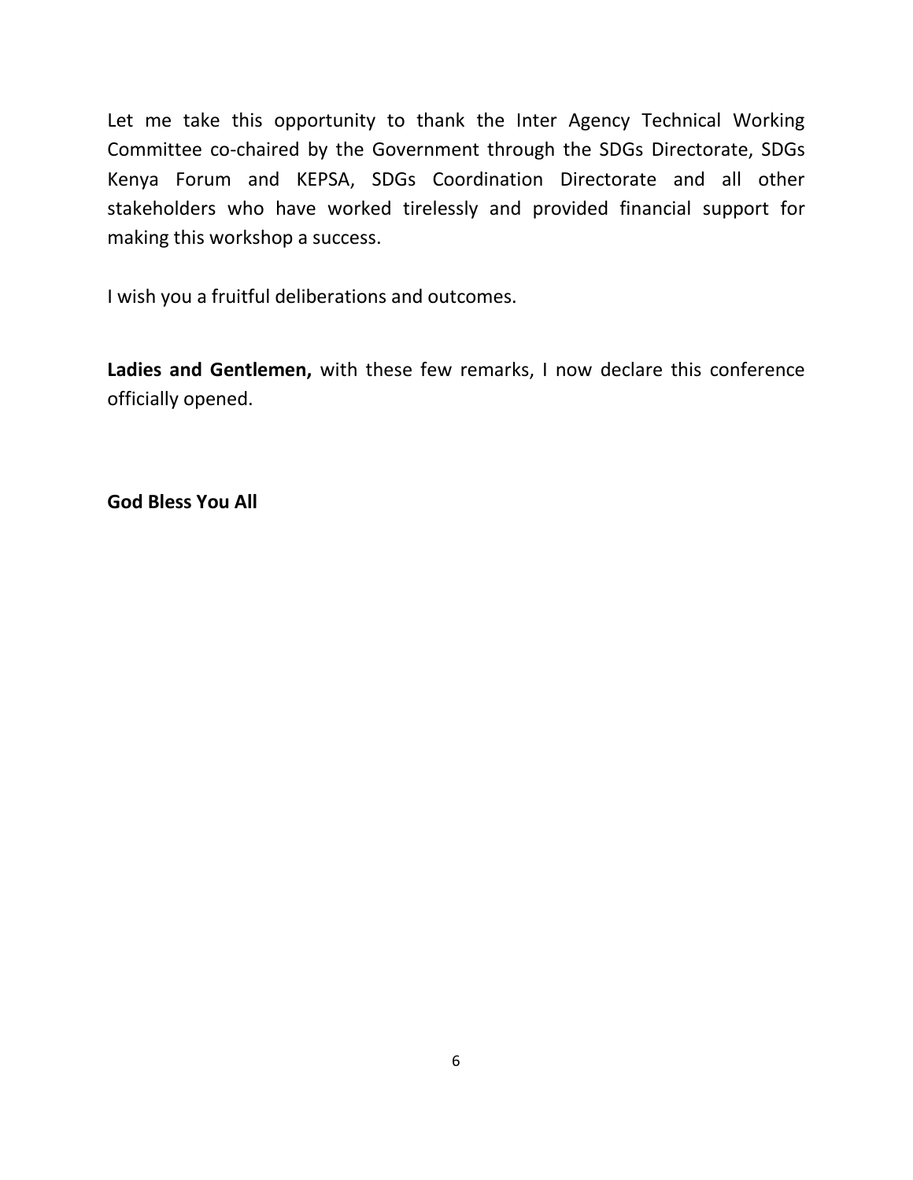Let me take this opportunity to thank the Inter Agency Technical Working Committee co-chaired by the Government through the SDGs Directorate, SDGs Kenya Forum and KEPSA, SDGs Coordination Directorate and all other stakeholders who have worked tirelessly and provided financial support for making this workshop a success.

I wish you a fruitful deliberations and outcomes.

**Ladies and Gentlemen,** with these few remarks, I now declare this conference officially opened.

**God Bless You All**